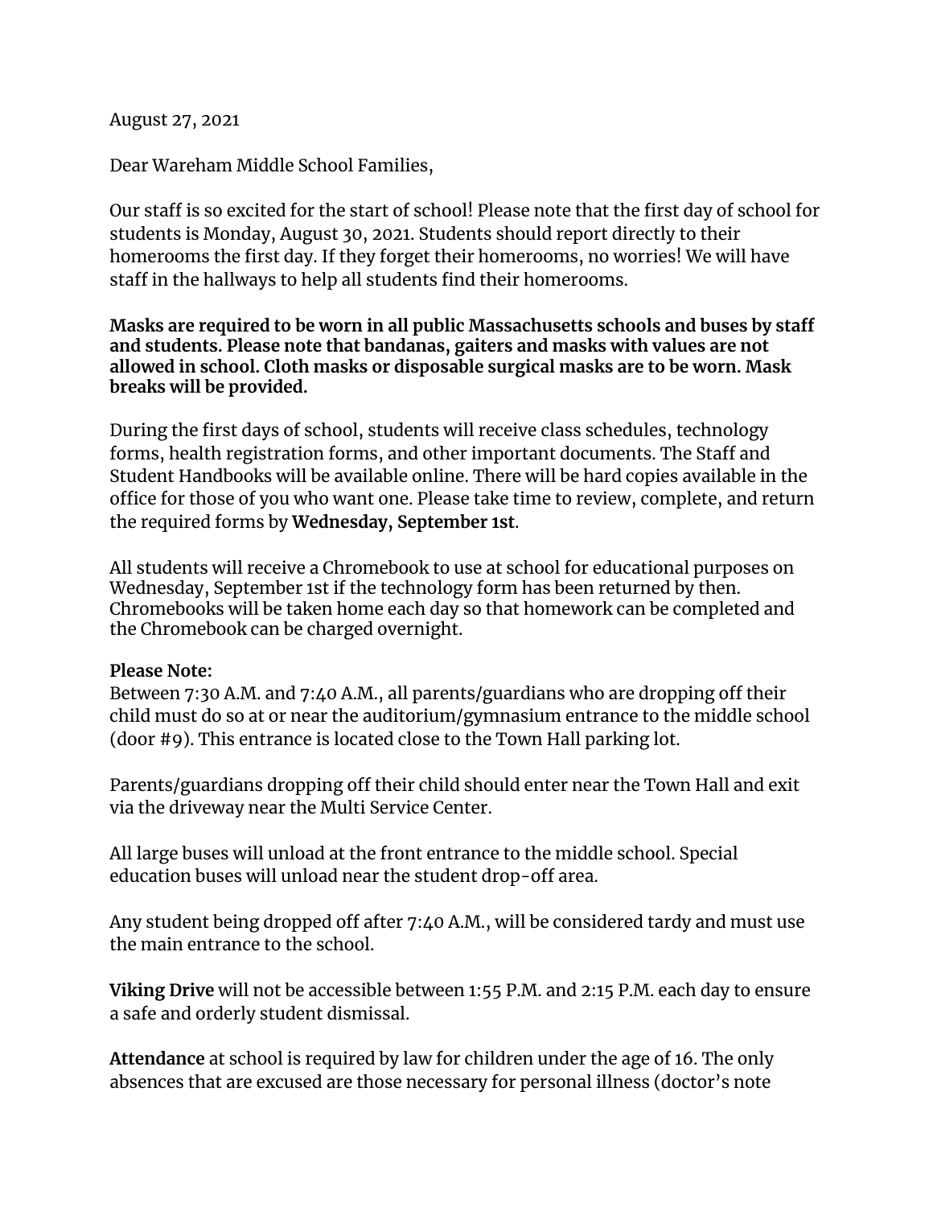August 27, 2021

Dear Wareham Middle School Families,

Our staff is so excited for the start of school! Please note that the first day of school for students is Monday, August 30, 2021. Students should report directly to their homerooms the first day. If they forget their homerooms, no worries! We will have staff in the hallways to help all students find their homerooms.

**Masks are required to be worn in all public Massachusetts schools and buses by staff and students. Please note that bandanas, gaiters and masks with values are not allowed in school. Cloth masks or disposable surgical masks are to be worn. Mask breaks will be provided.**

During the first days of school, students will receive class schedules, technology forms, health registration forms, and other important documents. The Staff and Student Handbooks will be available online. There will be hard copies available in the office for those of you who want one. Please take time to review, complete, and return the required forms by **Wednesday, September 1st**.

All students will receive a Chromebook to use at school for educational purposes on Wednesday, September 1st if the technology form has been returned by then. Chromebooks will be taken home each day so that homework can be completed and the Chromebook can be charged overnight.

**Please Note:**
Between 7:30 A.M. and 7:40 A.M., all parents/guardians who are dropping off their child must do so at or near the auditorium/gymnasium entrance to the middle school (door #9). This entrance is located close to the Town Hall parking lot.

Parents/guardians dropping off their child should enter near the Town Hall and exit via the driveway near the Multi Service Center.

All large buses will unload at the front entrance to the middle school. Special education buses will unload near the student drop-off area.

Any student being dropped off after 7:40 A.M., will be considered tardy and must use the main entrance to the school.

**Viking Drive** will not be accessible between 1:55 P.M. and 2:15 P.M. each day to ensure a safe and orderly student dismissal.

**Attendance** at school is required by law for children under the age of 16. The only absences that are excused are those necessary for personal illness (doctor's note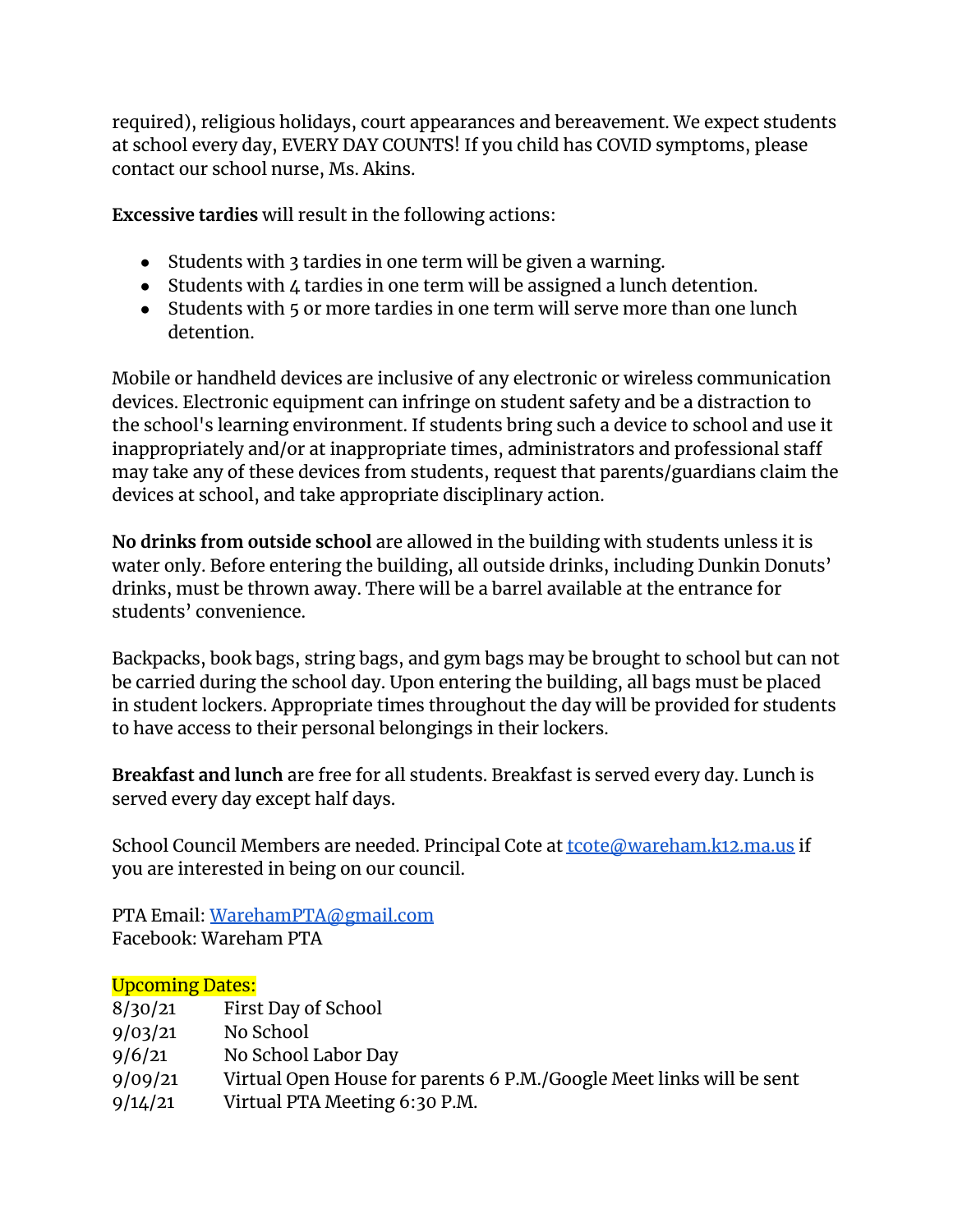required), religious holidays, court appearances and bereavement. We expect students at school every day, EVERY DAY COUNTS! If you child has COVID symptoms, please contact our school nurse, Ms. Akins.

**Excessive tardies** will result in the following actions:

- Students with 3 tardies in one term will be given a warning.
- Students with 4 tardies in one term will be assigned a lunch detention.
- Students with 5 or more tardies in one term will serve more than one lunch detention.

Mobile or handheld devices are inclusive of any electronic or wireless communication devices. Electronic equipment can infringe on student safety and be a distraction to the school's learning environment. If students bring such a device to school and use it inappropriately and/or at inappropriate times, administrators and professional staff may take any of these devices from students, request that parents/guardians claim the devices at school, and take appropriate disciplinary action.

**No drinks from outside school** are allowed in the building with students unless it is water only. Before entering the building, all outside drinks, including Dunkin Donuts' drinks, must be thrown away. There will be a barrel available at the entrance for students' convenience.

Backpacks, book bags, string bags, and gym bags may be brought to school but can not be carried during the school day. Upon entering the building, all bags must be placed in student lockers. Appropriate times throughout the day will be provided for students to have access to their personal belongings in their lockers.

**Breakfast and lunch** are free for all students. Breakfast is served every day. Lunch is served every day except half days.

School Council Members are needed. Principal Cote at [tcote@wareham.k12.ma.us](mailto:tcote@wareham.k12.ma.us) if you are interested in being on our council.

PTA Email: [WarehamPTA@gmail.com](mailto:WarehamPTA@gmail.com)
Facebook: Wareham PTA

Upcoming Dates:

| | |
|---|---|
| 8/30/21 | First Day of School |
| 9/03/21 | No School |
| 9/6/21 | No School Labor Day |
| 9/09/21 | Virtual Open House for parents 6 P.M./Google Meet links will be sent |
| 9/14/21 | Virtual PTA Meeting 6:30 P.M. |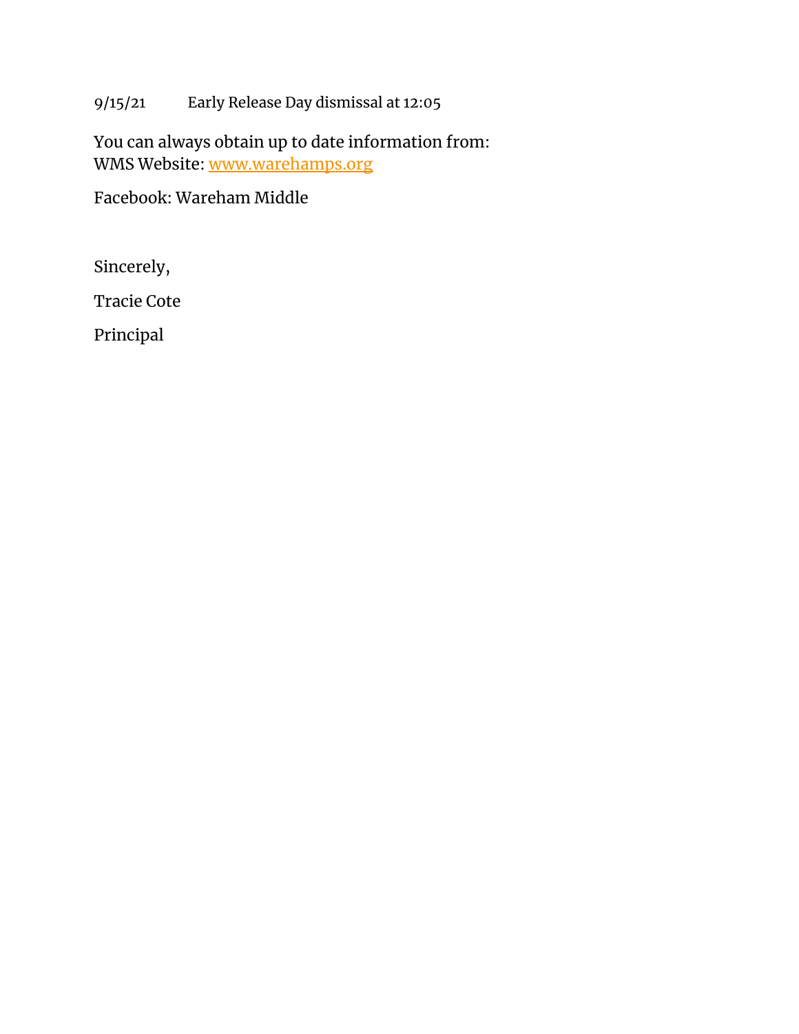9/15/21 Early Release Day dismissal at 12:05

You can always obtain up to date information from:
WMS Website: [www.warehamps.org](http://www.warehamps.org)

Facebook: Wareham Middle

Sincerely,

Tracie Cote

Principal